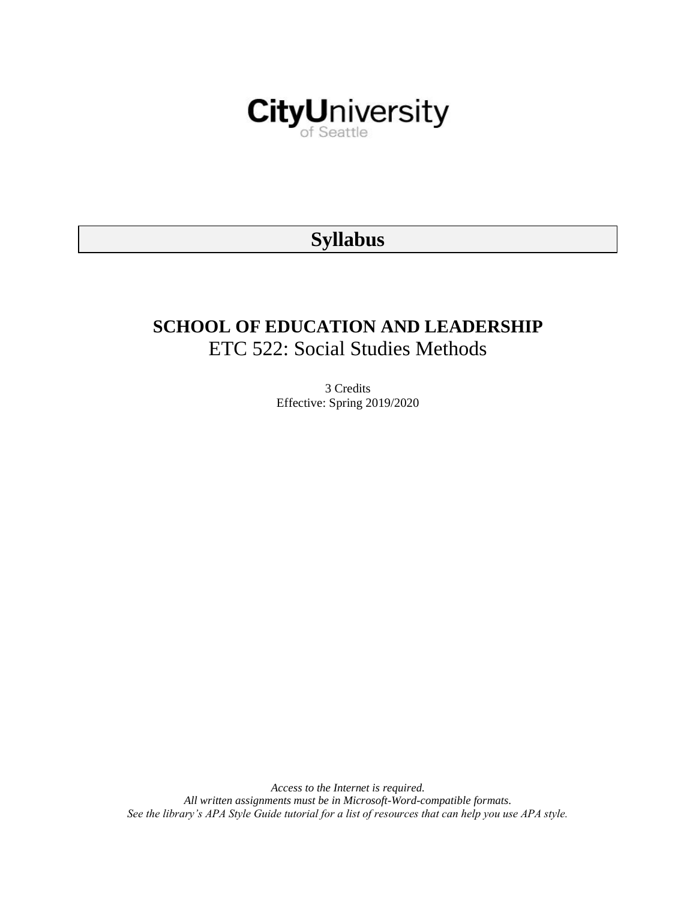CityUniversity
of Seattle

# Syllabus

## SCHOOL OF EDUCATION AND LEADERSHIP

ETC 522: Social Studies Methods

3 Credits

Effective: Spring 2019/2020

*Access to the Internet is required.*
*All written assignments must be in Microsoft-Word-compatible formats.*
*See the library's APA Style Guide tutorial for a list of resources that can help you use APA style.*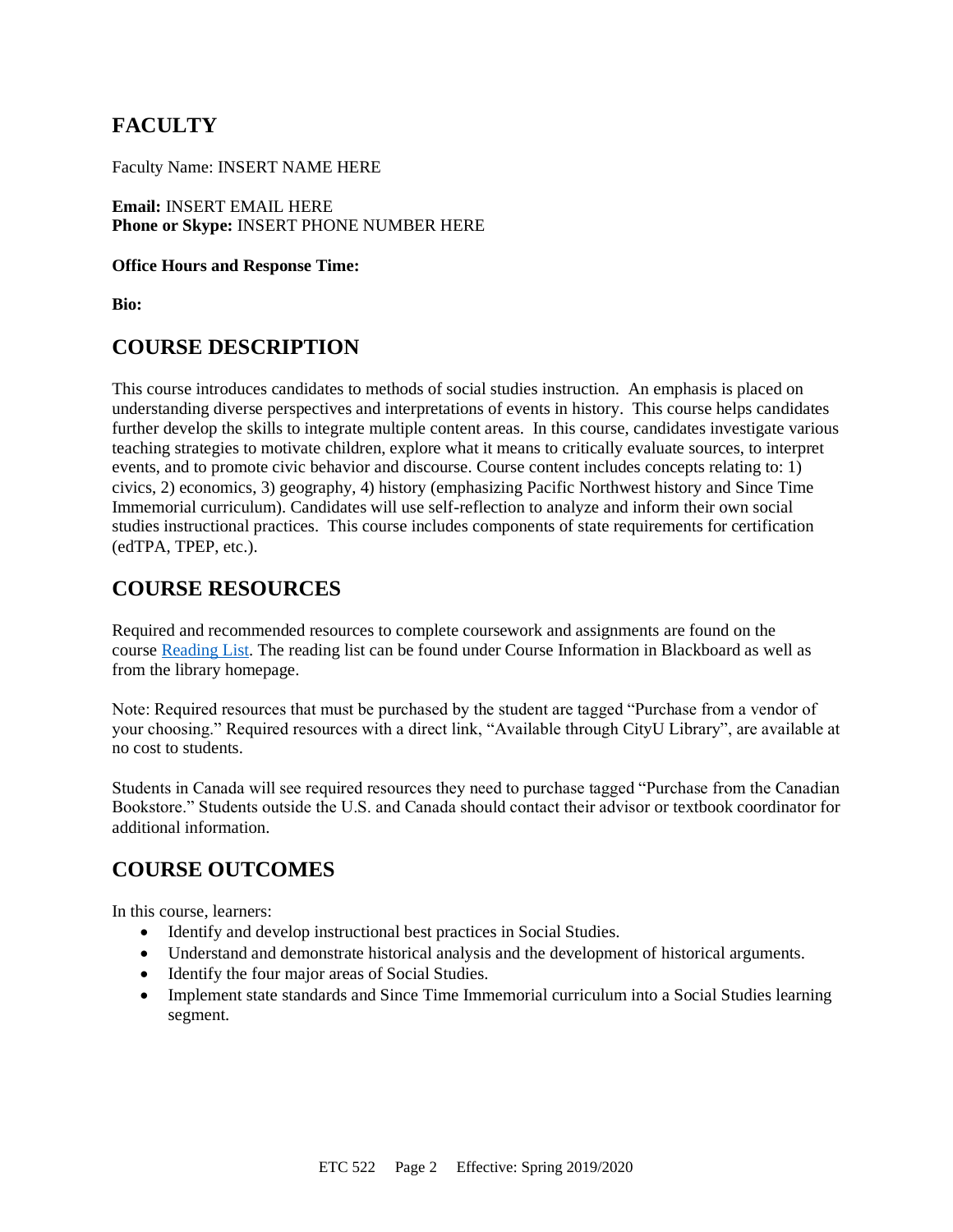## FACULTY

Faculty Name: INSERT NAME HERE

**Email:** INSERT EMAIL HERE
**Phone or Skype:** INSERT PHONE NUMBER HERE

**Office Hours and Response Time:**

**Bio:**

## COURSE DESCRIPTION

This course introduces candidates to methods of social studies instruction. An emphasis is placed on understanding diverse perspectives and interpretations of events in history. This course helps candidates further develop the skills to integrate multiple content areas. In this course, candidates investigate various teaching strategies to motivate children, explore what it means to critically evaluate sources, to interpret events, and to promote civic behavior and discourse. Course content includes concepts relating to: 1) civics, 2) economics, 3) geography, 4) history (emphasizing Pacific Northwest history and Since Time Immemorial curriculum). Candidates will use self-reflection to analyze and inform their own social studies instructional practices. This course includes components of state requirements for certification (edTPA, TPEP, etc.).

## COURSE RESOURCES

Required and recommended resources to complete coursework and assignments are found on the course Reading List. The reading list can be found under Course Information in Blackboard as well as from the library homepage.

Note: Required resources that must be purchased by the student are tagged "Purchase from a vendor of your choosing." Required resources with a direct link, "Available through CityU Library", are available at no cost to students.

Students in Canada will see required resources they need to purchase tagged "Purchase from the Canadian Bookstore." Students outside the U.S. and Canada should contact their advisor or textbook coordinator for additional information.

## COURSE OUTCOMES

In this course, learners:

- Identify and develop instructional best practices in Social Studies.
- Understand and demonstrate historical analysis and the development of historical arguments.
- Identify the four major areas of Social Studies.
- Implement state standards and Since Time Immemorial curriculum into a Social Studies learning segment.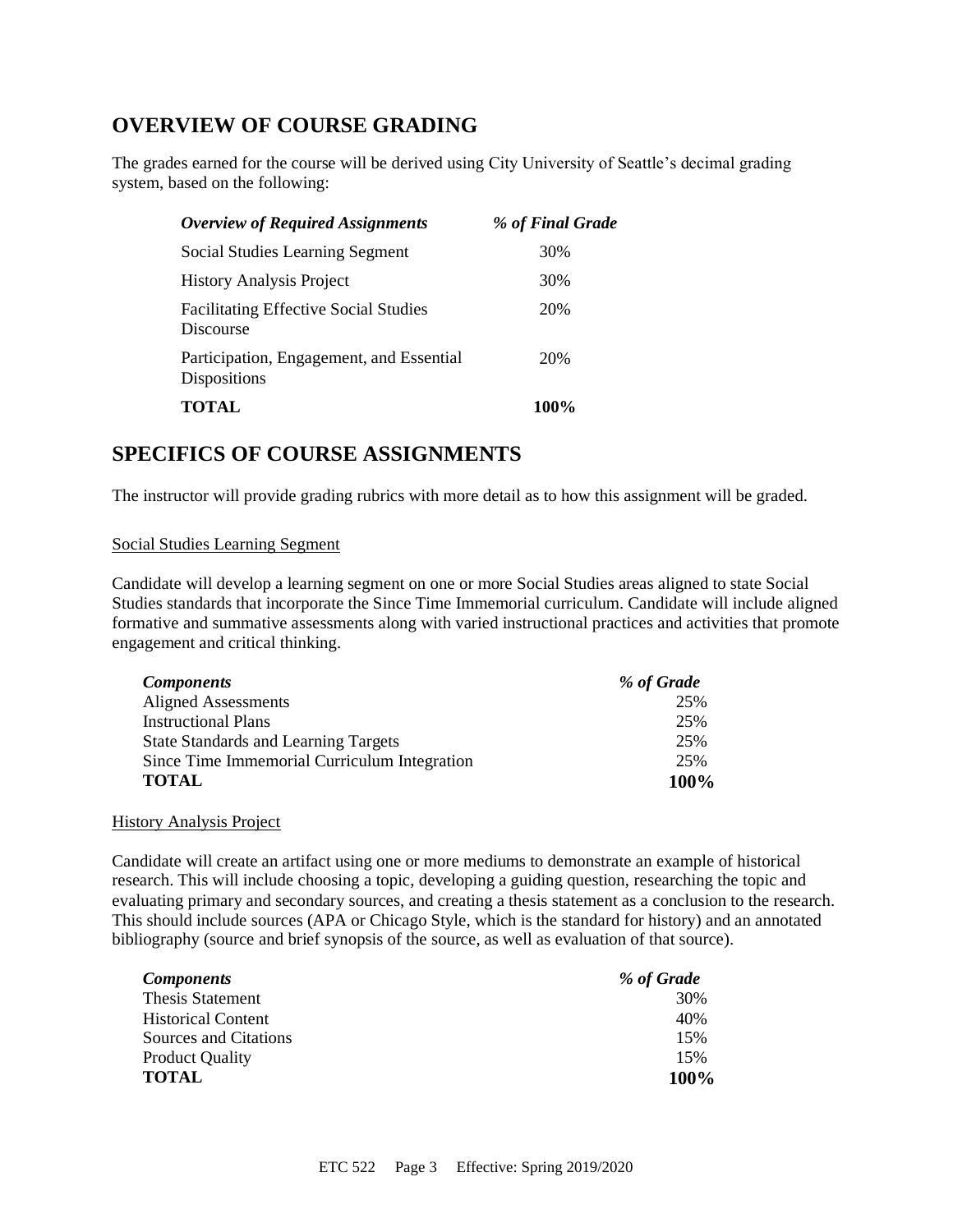## OVERVIEW OF COURSE GRADING

The grades earned for the course will be derived using City University of Seattle's decimal grading system, based on the following:

| *Overview of Required Assignments* | *% of Final Grade* |
|---|---|
| Social Studies Learning Segment | 30% |
| History Analysis Project | 30% |
| Facilitating Effective Social Studies Discourse | 20% |
| Participation, Engagement, and Essential Dispositions | 20% |
| **TOTAL** | **100%** |

## SPECIFICS OF COURSE ASSIGNMENTS

The instructor will provide grading rubrics with more detail as to how this assignment will be graded.

### Social Studies Learning Segment

Candidate will develop a learning segment on one or more Social Studies areas aligned to state Social Studies standards that incorporate the Since Time Immemorial curriculum. Candidate will include aligned formative and summative assessments along with varied instructional practices and activities that promote engagement and critical thinking.

| *Components* | *% of Grade* |
|---|---|
| Aligned Assessments | 25% |
| Instructional Plans | 25% |
| State Standards and Learning Targets | 25% |
| Since Time Immemorial Curriculum Integration | 25% |
| **TOTAL** | **100%** |

### History Analysis Project

Candidate will create an artifact using one or more mediums to demonstrate an example of historical research. This will include choosing a topic, developing a guiding question, researching the topic and evaluating primary and secondary sources, and creating a thesis statement as a conclusion to the research. This should include sources (APA or Chicago Style, which is the standard for history) and an annotated bibliography (source and brief synopsis of the source, as well as evaluation of that source).

| *Components* | *% of Grade* |
|---|---|
| Thesis Statement | 30% |
| Historical Content | 40% |
| Sources and Citations | 15% |
| Product Quality | 15% |
| **TOTAL** | **100%** |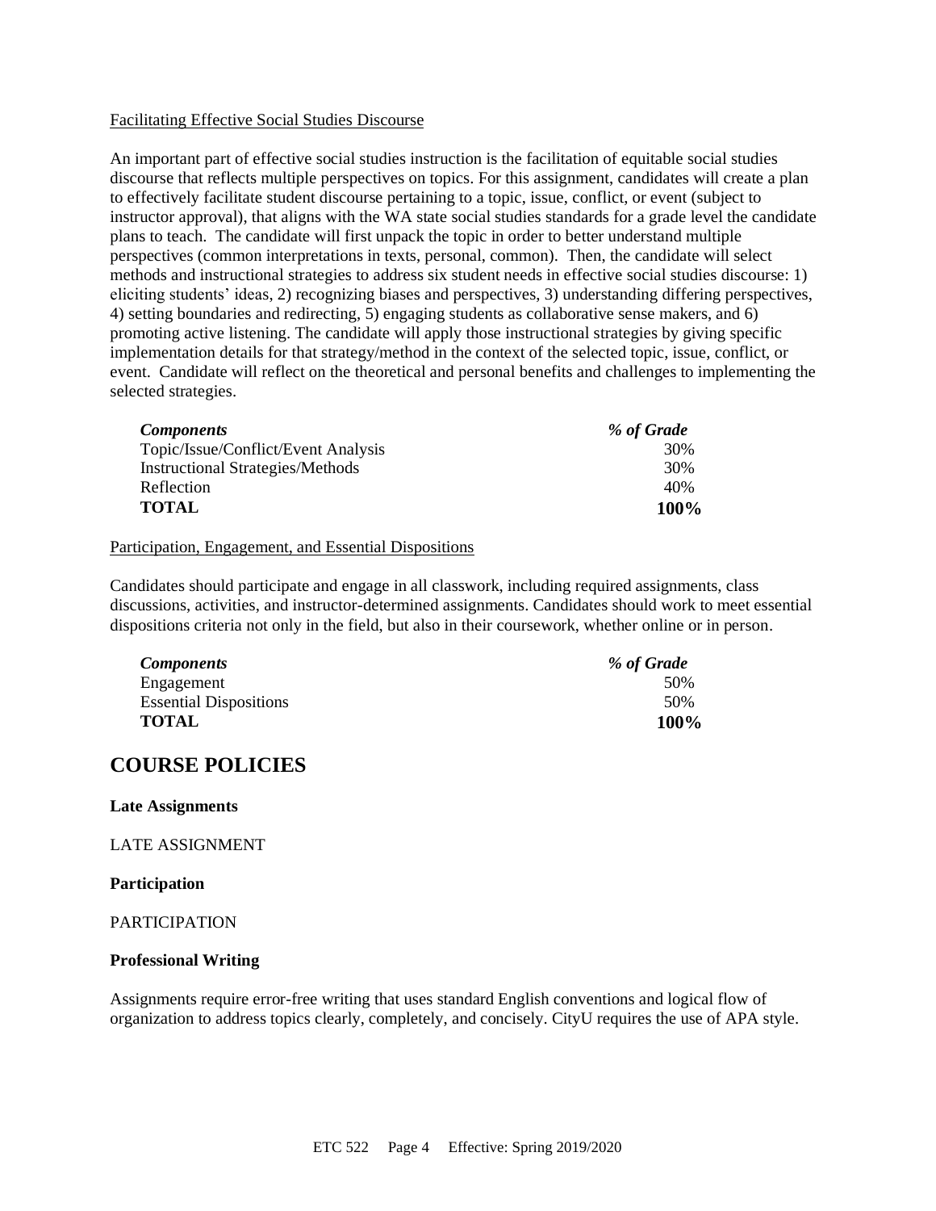<u>Facilitating Effective Social Studies Discourse</u>

An important part of effective social studies instruction is the facilitation of equitable social studies discourse that reflects multiple perspectives on topics. For this assignment, candidates will create a plan to effectively facilitate student discourse pertaining to a topic, issue, conflict, or event (subject to instructor approval), that aligns with the WA state social studies standards for a grade level the candidate plans to teach. The candidate will first unpack the topic in order to better understand multiple perspectives (common interpretations in texts, personal, common). Then, the candidate will select methods and instructional strategies to address six student needs in effective social studies discourse: 1) eliciting students' ideas, 2) recognizing biases and perspectives, 3) understanding differing perspectives, 4) setting boundaries and redirecting, 5) engaging students as collaborative sense makers, and 6) promoting active listening. The candidate will apply those instructional strategies by giving specific implementation details for that strategy/method in the context of the selected topic, issue, conflict, or event. Candidate will reflect on the theoretical and personal benefits and challenges to implementing the selected strategies.

| *Components* | *% of Grade* |
|---|---|
| Topic/Issue/Conflict/Event Analysis | 30% |
| Instructional Strategies/Methods | 30% |
| Reflection | 40% |
| **TOTAL** | **100%** |

<u>Participation, Engagement, and Essential Dispositions</u>

Candidates should participate and engage in all classwork, including required assignments, class discussions, activities, and instructor-determined assignments. Candidates should work to meet essential dispositions criteria not only in the field, but also in their coursework, whether online or in person.

| *Components* | *% of Grade* |
|---|---|
| Engagement | 50% |
| Essential Dispositions | 50% |
| **TOTAL** | **100%** |

## COURSE POLICIES

**Late Assignments**

LATE ASSIGNMENT

**Participation**

PARTICIPATION

**Professional Writing**

Assignments require error-free writing that uses standard English conventions and logical flow of organization to address topics clearly, completely, and concisely. CityU requires the use of APA style.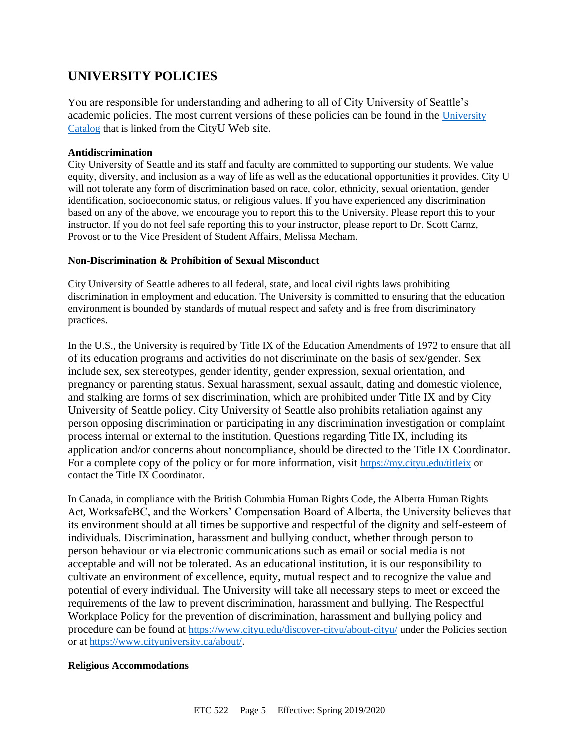## UNIVERSITY POLICIES

You are responsible for understanding and adhering to all of City University of Seattle's academic policies. The most current versions of these policies can be found in the [University Catalog](University Catalog) that is linked from the CityU Web site.

**Antidiscrimination**

City University of Seattle and its staff and faculty are committed to supporting our students. We value equity, diversity, and inclusion as a way of life as well as the educational opportunities it provides. City U will not tolerate any form of discrimination based on race, color, ethnicity, sexual orientation, gender identification, socioeconomic status, or religious values. If you have experienced any discrimination based on any of the above, we encourage you to report this to the University. Please report this to your instructor. If you do not feel safe reporting this to your instructor, please report to Dr. Scott Carnz, Provost or to the Vice President of Student Affairs, Melissa Mecham.

**Non-Discrimination & Prohibition of Sexual Misconduct**

City University of Seattle adheres to all federal, state, and local civil rights laws prohibiting discrimination in employment and education. The University is committed to ensuring that the education environment is bounded by standards of mutual respect and safety and is free from discriminatory practices.

In the U.S., the University is required by Title IX of the Education Amendments of 1972 to ensure that all of its education programs and activities do not discriminate on the basis of sex/gender. Sex include sex, sex stereotypes, gender identity, gender expression, sexual orientation, and pregnancy or parenting status. Sexual harassment, sexual assault, dating and domestic violence, and stalking are forms of sex discrimination, which are prohibited under Title IX and by City University of Seattle policy. City University of Seattle also prohibits retaliation against any person opposing discrimination or participating in any discrimination investigation or complaint process internal or external to the institution. Questions regarding Title IX, including its application and/or concerns about noncompliance, should be directed to the Title IX Coordinator. For a complete copy of the policy or for more information, visit https://my.cityu.edu/titleix or contact the Title IX Coordinator.

In Canada, in compliance with the British Columbia Human Rights Code, the Alberta Human Rights Act, WorksafeBC, and the Workers' Compensation Board of Alberta, the University believes that its environment should at all times be supportive and respectful of the dignity and self-esteem of individuals. Discrimination, harassment and bullying conduct, whether through person to person behaviour or via electronic communications such as email or social media is not acceptable and will not be tolerated. As an educational institution, it is our responsibility to cultivate an environment of excellence, equity, mutual respect and to recognize the value and potential of every individual. The University will take all necessary steps to meet or exceed the requirements of the law to prevent discrimination, harassment and bullying. The Respectful Workplace Policy for the prevention of discrimination, harassment and bullying policy and procedure can be found at https://www.cityu.edu/discover-cityu/about-cityu/ under the Policies section or at https://www.cityuniversity.ca/about/.

**Religious Accommodations**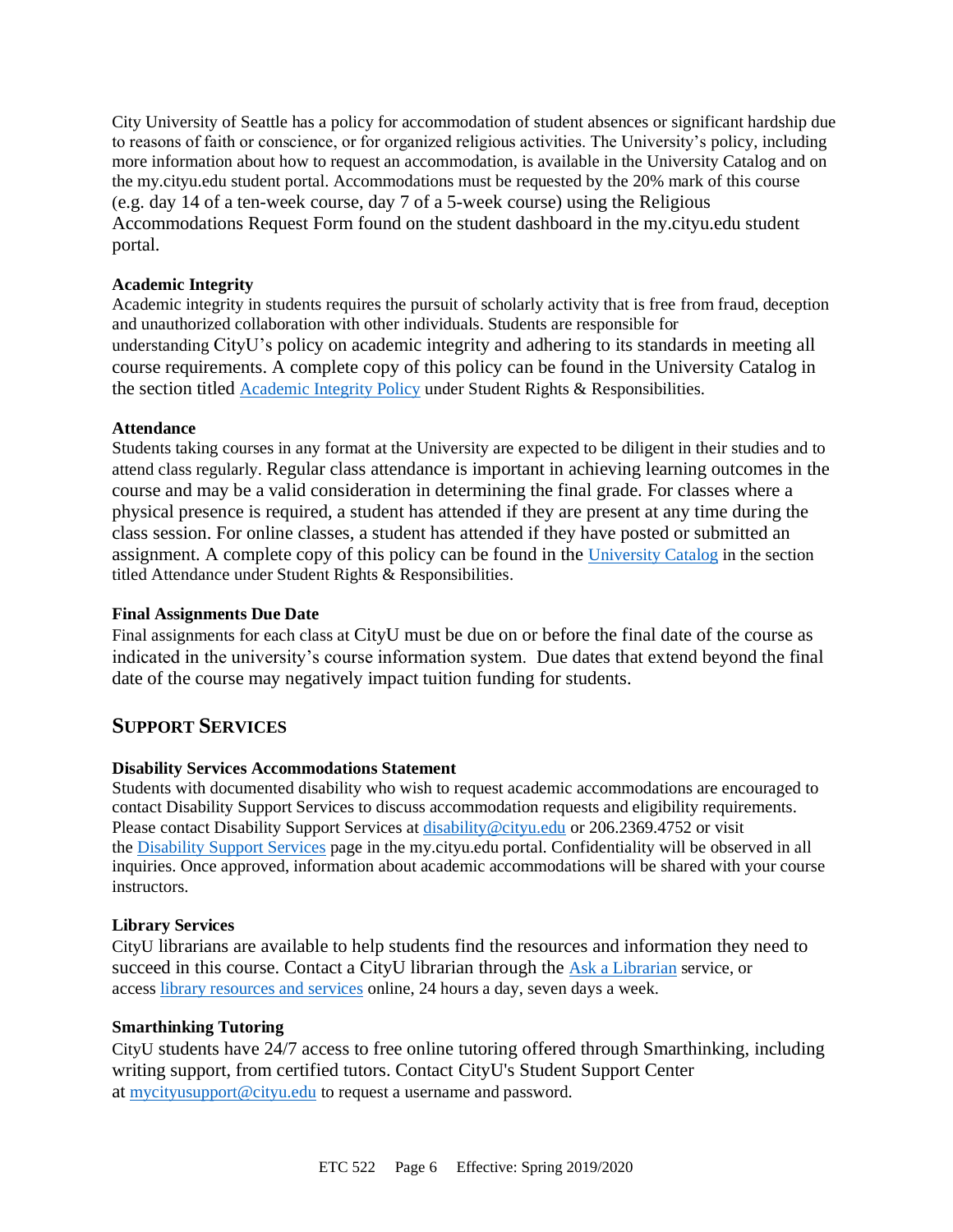City University of Seattle has a policy for accommodation of student absences or significant hardship due to reasons of faith or conscience, or for organized religious activities. The University's policy, including more information about how to request an accommodation, is available in the University Catalog and on the my.cityu.edu student portal. Accommodations must be requested by the 20% mark of this course (e.g. day 14 of a ten-week course, day 7 of a 5-week course) using the Religious Accommodations Request Form found on the student dashboard in the my.cityu.edu student portal.

**Academic Integrity**

Academic integrity in students requires the pursuit of scholarly activity that is free from fraud, deception and unauthorized collaboration with other individuals. Students are responsible for understanding CityU's policy on academic integrity and adhering to its standards in meeting all course requirements. A complete copy of this policy can be found in the University Catalog in the section titled Academic Integrity Policy under Student Rights & Responsibilities.

**Attendance**

Students taking courses in any format at the University are expected to be diligent in their studies and to attend class regularly. Regular class attendance is important in achieving learning outcomes in the course and may be a valid consideration in determining the final grade. For classes where a physical presence is required, a student has attended if they are present at any time during the class session. For online classes, a student has attended if they have posted or submitted an assignment. A complete copy of this policy can be found in the University Catalog in the section titled Attendance under Student Rights & Responsibilities.

**Final Assignments Due Date**

Final assignments for each class at CityU must be due on or before the final date of the course as indicated in the university's course information system. Due dates that extend beyond the final date of the course may negatively impact tuition funding for students.

## Support Services

**Disability Services Accommodations Statement**

Students with documented disability who wish to request academic accommodations are encouraged to contact Disability Support Services to discuss accommodation requests and eligibility requirements. Please contact Disability Support Services at disability@cityu.edu or 206.2369.4752 or visit the Disability Support Services page in the my.cityu.edu portal. Confidentiality will be observed in all inquiries. Once approved, information about academic accommodations will be shared with your course instructors.

**Library Services**

CityU librarians are available to help students find the resources and information they need to succeed in this course. Contact a CityU librarian through the Ask a Librarian service, or access library resources and services online, 24 hours a day, seven days a week.

**Smarthinking Tutoring**

CityU students have 24/7 access to free online tutoring offered through Smarthinking, including writing support, from certified tutors. Contact CityU's Student Support Center at mycityusupport@cityu.edu to request a username and password.